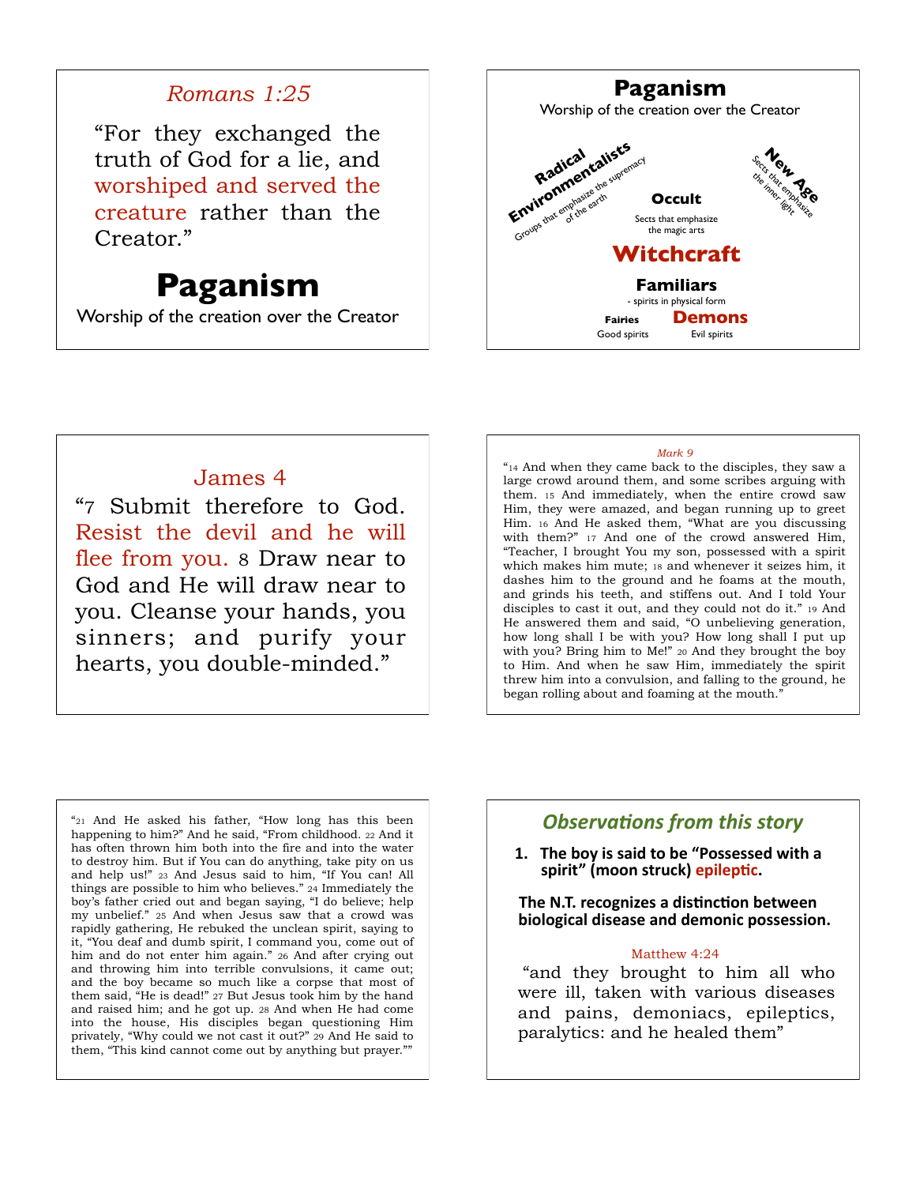## Romans 1:25

"For they exchanged the truth of God for a lie, and worshiped and served the creature rather than the Creator."

# Paganism

Worship of the creation over the Creator

---

## Paganism

Worship of the creation over the Creator

**Radical Environmentalists**
Groups that emphasize the supremacy of the earth

**New Age**
Sects that emphasize the inner light

**Occult**
Sects that emphasize the magic arts

**Witchcraft**

**Familiars**
- spirits in physical form

**Fairies**
Good spirits

**Demons**
Evil spirits

---

## James 4

"7 Submit therefore to God. Resist the devil and he will flee from you. 8 Draw near to God and He will draw near to you. Cleanse your hands, you sinners; and purify your hearts, you double-minded."

---

*Mark 9*

"14 And when they came back to the disciples, they saw a large crowd around them, and some scribes arguing with them. 15 And immediately, when the entire crowd saw Him, they were amazed, and began running up to greet Him. 16 And He asked them, "What are you discussing with them?" 17 And one of the crowd answered Him, "Teacher, I brought You my son, possessed with a spirit which makes him mute; 18 and whenever it seizes him, it dashes him to the ground and he foams at the mouth, and grinds his teeth, and stiffens out. And I told Your disciples to cast it out, and they could not do it." 19 And He answered them and said, "O unbelieving generation, how long shall I be with you? How long shall I put up with you? Bring him to Me!" 20 And they brought the boy to Him. And when he saw Him, immediately the spirit threw him into a convulsion, and falling to the ground, he began rolling about and foaming at the mouth."

---

"21 And He asked his father, "How long has this been happening to him?" And he said, "From childhood. 22 And it has often thrown him both into the fire and into the water to destroy him. But if You can do anything, take pity on us and help us!" 23 And Jesus said to him, "If You can! All things are possible to him who believes." 24 Immediately the boy's father cried out and began saying, "I do believe; help my unbelief." 25 And when Jesus saw that a crowd was rapidly gathering, He rebuked the unclean spirit, saying to it, "You deaf and dumb spirit, I command you, come out of him and do not enter him again." 26 And after crying out and throwing him into terrible convulsions, it came out; and the boy became so much like a corpse that most of them said, "He is dead!" 27 But Jesus took him by the hand and raised him; and he got up. 28 And when He had come into the house, His disciples began questioning Him privately, "Why could we not cast it out?" 29 And He said to them, "This kind cannot come out by anything but prayer.""

---

## *Observations from this story*

1. **The boy is said to be "Possessed with a spirit" (moon struck) epileptic.**

**The N.T. recognizes a distinction between biological disease and demonic possession.**

Matthew 4:24

"and they brought to him all who were ill, taken with various diseases and pains, demoniacs, epileptics, paralytics: and he healed them"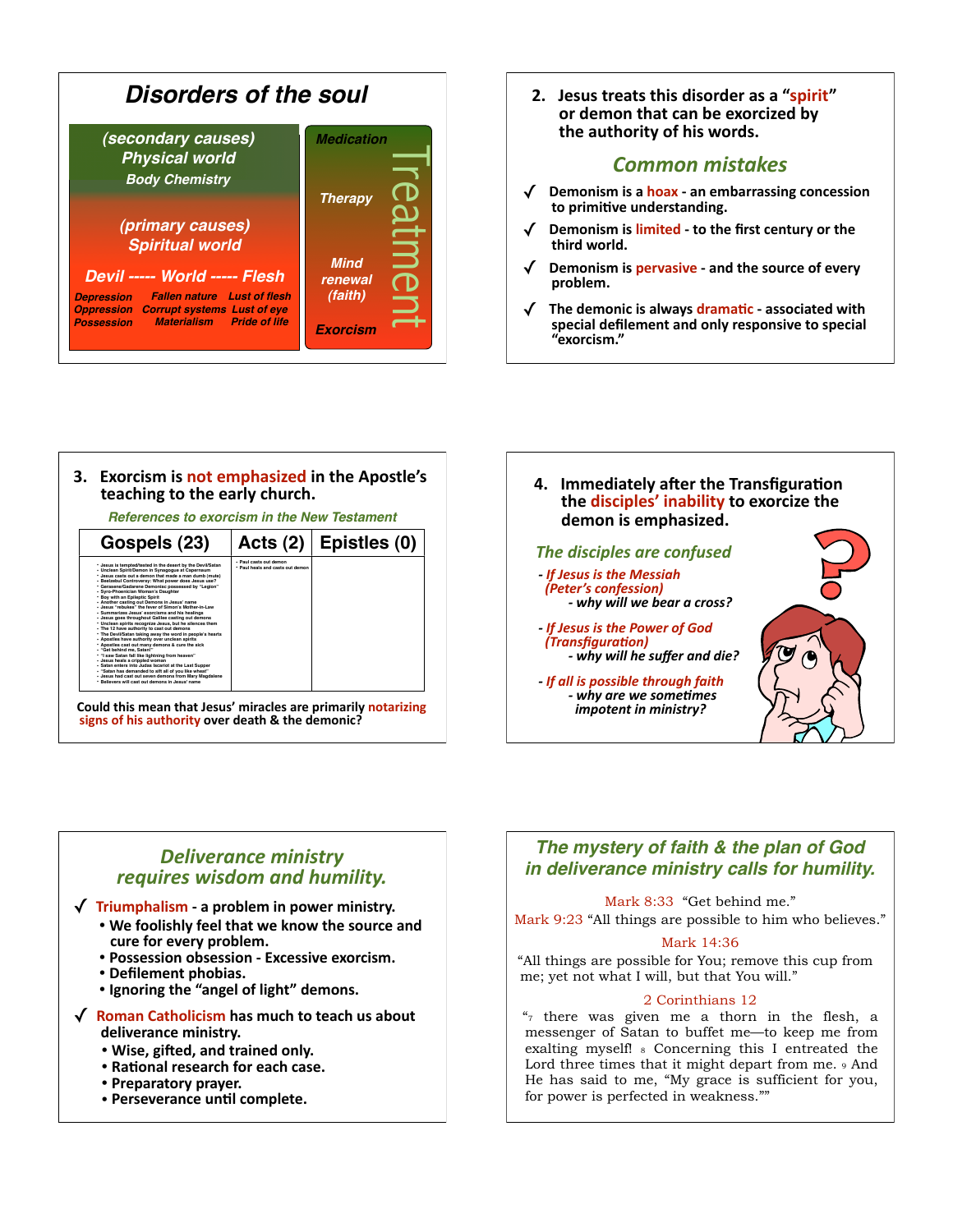# Disorders of the soul

(secondary causes)
Physical world
Body Chemistry

(primary causes)
Spiritual world

Devil ----- World ----- Flesh

| Devil | World | Flesh |
|---|---|---|
| Depression | Fallen nature | Lust of flesh |
| Oppression | Corrupt systems | Lust of eye |
| Possession | Materialism | Pride of life |

**Treatment**

- Medication
- Therapy
- Mind renewal (faith)
- Exorcism

---

2. **Jesus treats this disorder as a "spirit" or demon that can be exorcized by the authority of his words.**

## Common mistakes

- ✓ Demonism is a **hoax** - an embarrassing concession to primitive understanding.
- ✓ Demonism is **limited** - to the first century or the third world.
- ✓ Demonism is **pervasive** - and the source of every problem.
- ✓ The demonic is always **dramatic** - associated with special defilement and only responsive to special "exorcism."

---

3. **Exorcism is not emphasized in the Apostle's teaching to the early church.**

*References to exorcism in the New Testament*

| Gospels (23) | Acts (2) | Epistles (0) |
|---|---|---|
| • Jesus is tempted/tested in the desert by the Devil/Satan<br>• Unclean Spirit/Demon in Synagogue at Capernaum<br>• Jesus casts out a demon that made a man dumb (mute)<br>• Beelzebul Controversy: What power does Jesus use?<br>• Gerasene/Gadarene Demoniac possessed by "Legion"<br>• Syro-Phoenician Woman's Daughter<br>• Boy with an Epileptic Spirit<br>• Another casting out Demons in Jesus' name<br>• Jesus "rebukes" the fever of Simon's Mother-in-Law<br>• Summarizes Jesus' exorcisms and his healings<br>• Jesus goes throughout Galilee casting out demons<br>• Unclean spirits recognize Jesus, but he silences them<br>• The 12 have authority to cast out demons<br>• The Devil/Satan taking away the word in people's hearts<br>• Apostles have authority over unclean spirits<br>• Apostles cast out many demons & cure the sick<br>• "Get behind me, Satan!"<br>• "I saw Satan fall like lightning from heaven"<br>• Jesus heals a crippled woman<br>• Satan enters into Judas Iscariot at the Last Supper<br>• "Satan has demanded to sift all of you like wheat"<br>• Jesus had cast out seven demons from Mary Magdalene<br>• Believers will cast out demons in Jesus' name | • Paul casts out demon<br>• Paul heals and casts out demon | |

Could this mean that Jesus' miracles are primarily **notarizing signs of his authority** over death & the demonic?

---

4. **Immediately after the Transfiguration the disciples' inability to exorcize the demon is emphasized.**

## The disciples are confused

- *If Jesus is the Messiah (Peter's confession)*
  - *why will we bear a cross?*
- *If Jesus is the Power of God (Transfiguration)*
  - *why will he suffer and die?*
- *If all is possible through faith*
  - *why are we sometimes impotent in ministry?*

---

## Deliverance ministry requires wisdom and humility.

- ✓ **Triumphalism** - a problem in power ministry.
  - We foolishly feel that we know the source and cure for every problem.
  - Possession obsession - Excessive exorcism.
  - Defilement phobias.
  - Ignoring the "angel of light" demons.
- ✓ **Roman Catholicism** has much to teach us about deliverance ministry.
  - Wise, gifted, and trained only.
  - Rational research for each case.
  - Preparatory prayer.
  - Perseverance until complete.

---

## The mystery of faith & the plan of God in deliverance ministry calls for humility.

Mark 8:33 "Get behind me."

Mark 9:23 "All things are possible to him who believes."

Mark 14:36

"All things are possible for You; remove this cup from me; yet not what I will, but that You will."

2 Corinthians 12

"[7] there was given me a thorn in the flesh, a messenger of Satan to buffet me—to keep me from exalting myself! [8] Concerning this I entreated the Lord three times that it might depart from me. [9] And He has said to me, "My grace is sufficient for you, for power is perfected in weakness.""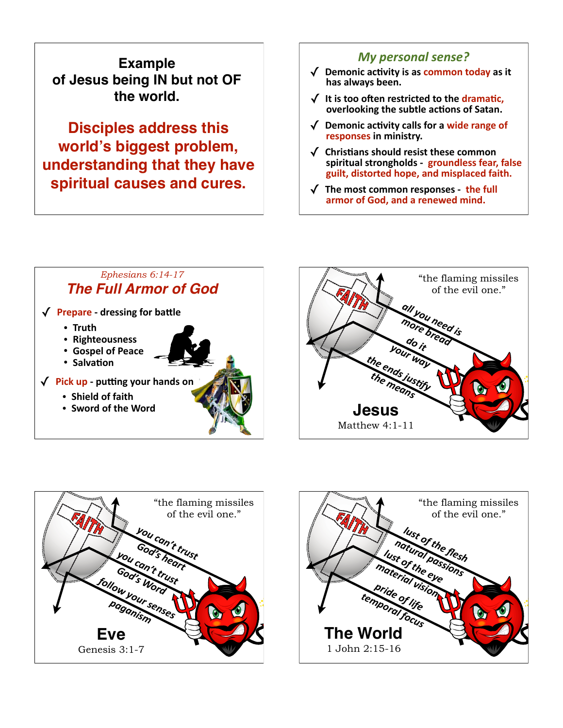**Example of Jesus being IN but not OF the world.**

**Disciples address this world's biggest problem, understanding that they have spiritual causes and cures.**

---

### *My personal sense?*

- ✓ **Demonic activity is as common today as it has always been.**
- ✓ **It is too often restricted to the dramatic, overlooking the subtle actions of Satan.**
- ✓ **Demonic activity calls for a wide range of responses in ministry.**
- ✓ **Christians should resist these common spiritual strongholds - groundless fear, false guilt, distorted hope, and misplaced faith.**
- ✓ **The most common responses - the full armor of God, and a renewed mind.**

---

*Ephesians 6:14-17*

## *The Full Armor of God*

- ✓ **Prepare - dressing for battle**
  - **Truth**
  - **Righteousness**
  - **Gospel of Peace**
  - **Salvation**
- ✓ **Pick up - putting your hands on**
  - **Shield of faith**
  - **Sword of the Word**

---

"the flaming missiles of the evil one."

FAITH

*all you need is more bread*

*do it your way*

*the ends justify the means*

**Jesus**

Matthew 4:1-11

---

"the flaming missiles of the evil one."

FAITH

*you can't trust God's heart*

*you can't trust God's Word*

*follow your senses paganism*

**Eve**

Genesis 3:1-7

---

"the flaming missiles of the evil one."

FAITH

*lust of the flesh natural passions*

*lust of the eye material vision*

*pride of life temporal focus*

**The World**

1 John 2:15-16